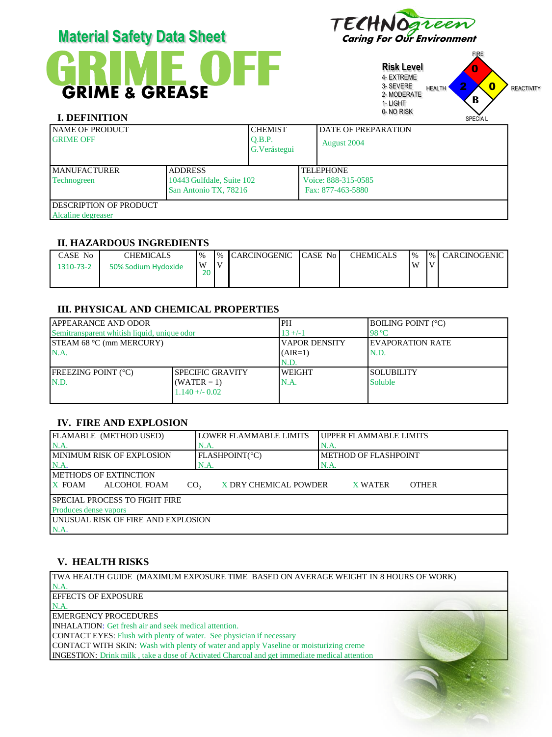# Material Safety Data Sheet

**TECHNOgreen**
*Caring For Our Environment*

# GRIME OFF

## GRIME & GREASE

**Risk Level**
- 4- EXTREME
- 3- SEVERE
- 2- MODERATE
- 1- LIGHT
- 0- NO RISK

FIRE: 0 | HEALTH: 2 | REACTIVITY: 0 | SPECIAL: B

## I. DEFINITION

| NAME OF PRODUCT | | CHEMIST | DATE OF PREPARATION |
|---|---|---|---|
| GRIME OFF | | Q.B.P. G.Verástegui | August 2004 |
| MANUFACTURER | ADDRESS | | TELEPHONE |
| Technogreen | 10443 Gulfdale, Suite 102 San Antonio TX, 78216 | | Voice: 888-315-0585 Fax: 877-463-5880 |
| DESCRIPTION OF PRODUCT | | | |
| Alcaline degreaser | | | |

## II. HAZARDOUS INGREDIENTS

| CASE No | CHEMICALS | % W | % V | CARCINOGENIC | CASE No | CHEMICALS | % W | % V | CARCINOGENIC |
|---|---|---|---|---|---|---|---|---|---|
| 1310-73-2 | 50% Sodium Hydoxide | 20 | | | | | | | |

## III. PHYSICAL AND CHEMICAL PROPERTIES

| APPEARANCE AND ODOR | | PH | BOILING POINT (°C) |
|---|---|---|---|
| Semitransparent whitish liquid, unique odor | | 13 +/-1 | 98 °C |
| STEAM 68 °C (mm MERCURY) | | VAPOR DENSITY (AIR=1) | EVAPORATION RATE |
| N.A. | | N.D. | N.D. |
| FREEZING POINT (°C) | SPECIFIC GRAVITY (WATER = 1) | WEIGHT | SOLUBILITY |
| N.D. | 1.140 +/- 0.02 | N.A. | Soluble |

## IV. FIRE AND EXPLOSION

| FLAMABLE (METHOD USED) | LOWER FLAMMABLE LIMITS | UPPER FLAMMABLE LIMITS |
|---|---|---|
| N.A. | N.A. | N.A. |
| MINIMUM RISK OF EXPLOSION | FLASHPOINT(°C) | METHOD OF FLASHPOINT |
| N.A. | N.A. | N.A. |

METHODS OF EXTINCTION
X FOAM ALCOHOL FOAM $CO_2$ X DRY CHEMICAL POWDER X WATER OTHER

SPECIAL PROCESS TO FIGHT FIRE
Produces dense vapors

UNUSUAL RISK OF FIRE AND EXPLOSION
N.A.

## V. HEALTH RISKS

TWA HEALTH GUIDE (MAXIMUM EXPOSURE TIME BASED ON AVERAGE WEIGHT IN 8 HOURS OF WORK)
N.A.

EFFECTS OF EXPOSURE
N.A.

EMERGENCY PROCEDURES
- INHALATION: Get fresh air and seek medical attention.
- CONTACT EYES: Flush with plenty of water. See physician if necessary
- CONTACT WITH SKIN: Wash with plenty of water and apply Vaseline or moisturizing creme
- INGESTION: Drink milk , take a dose of Activated Charcoal and get immediate medical attention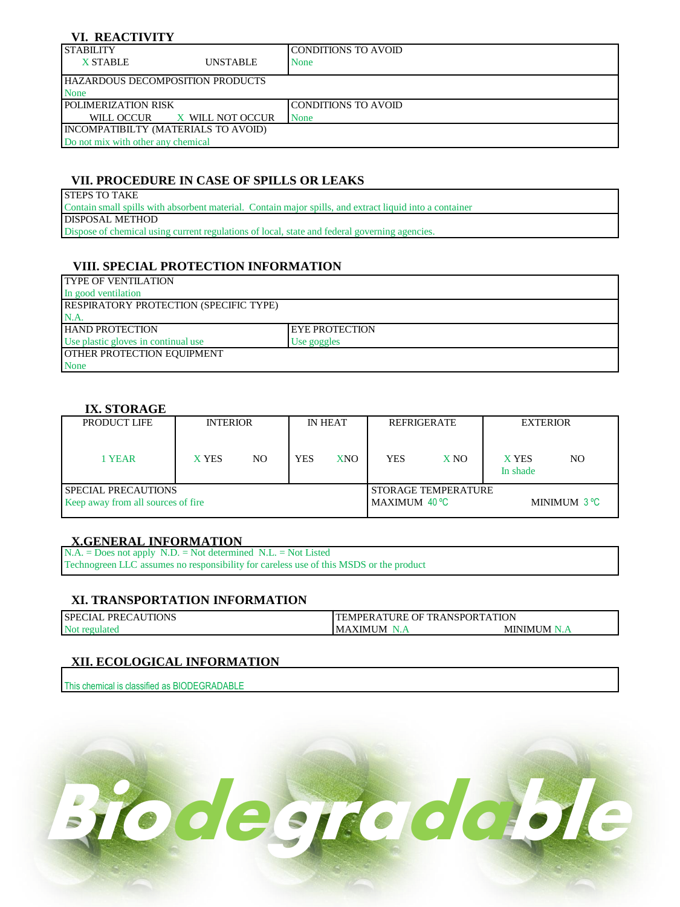## VI. REACTIVITY

| | |
|---|---|
| STABILITY<br>X STABLE UNSTABLE | CONDITIONS TO AVOID<br>None |
| HAZARDOUS DECOMPOSITION PRODUCTS<br>None | |
| POLIMERIZATION RISK<br>WILL OCCUR X WILL NOT OCCUR | CONDITIONS TO AVOID<br>None |
| INCOMPATIBILTY (MATERIALS TO AVOID)<br>Do not mix with other any chemical | |

## VII. PROCEDURE IN CASE OF SPILLS OR LEAKS

| |
|---|
| STEPS TO TAKE<br>Contain small spills with absorbent material. Contain major spills, and extract liquid into a container |
| DISPOSAL METHOD<br>Dispose of chemical using current regulations of local, state and federal governing agencies. |

## VIII. SPECIAL PROTECTION INFORMATION

| | |
|---|---|
| TYPE OF VENTILATION<br>In good ventilation | |
| RESPIRATORY PROTECTION (SPECIFIC TYPE)<br>N.A. | |
| HAND PROTECTION<br>Use plastic gloves in continual use | EYE PROTECTION<br>Use goggles |
| OTHER PROTECTION EQUIPMENT<br>None | |

## IX. STORAGE

| PRODUCT LIFE | INTERIOR | | IN HEAT | | REFRIGERATE | | EXTERIOR | |
|---|---|---|---|---|---|---|---|---|
| 1 YEAR | X YES | NO | YES | XNO | YES | X NO | X YES<br>In shade | NO |
| SPECIAL PRECAUTIONS<br>Keep away from all sources of fire | | | | | STORAGE TEMPERATURE<br>MAXIMUM 40 ºC | | MINIMUM 3 ºC | |

## X.GENERAL INFORMATION

N.A. = Does not apply N.D. = Not determined N.L. = Not Listed
Technogreen LLC assumes no responsibility for careless use of this MSDS or the product

## XI. TRANSPORTATION INFORMATION

| | |
|---|---|
| SPECIAL PRECAUTIONS<br>Not regulated | TEMPERATURE OF TRANSPORTATION<br>MAXIMUM N.A MINIMUM N.A |

## XII. ECOLOGICAL INFORMATION

This chemical is classified as BIODEGRADABLE

Biodegradable